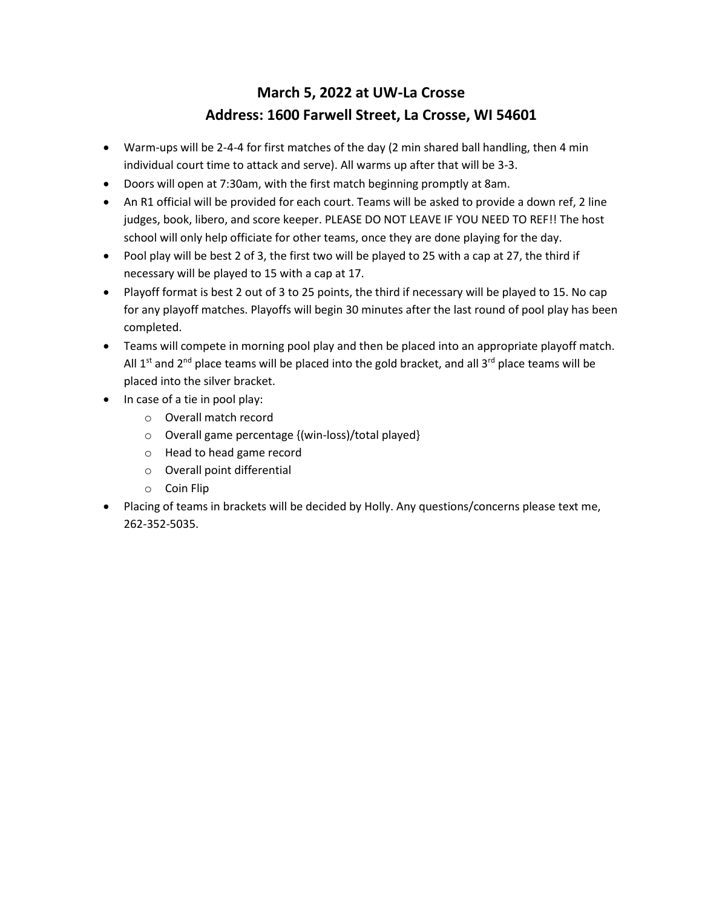# March 5, 2022 at UW-La Crosse
# Address: 1600 Farwell Street, La Crosse, WI 54601

- Warm-ups will be 2-4-4 for first matches of the day (2 min shared ball handling, then 4 min individual court time to attack and serve). All warms up after that will be 3-3.
- Doors will open at 7:30am, with the first match beginning promptly at 8am.
- An R1 official will be provided for each court. Teams will be asked to provide a down ref, 2 line judges, book, libero, and score keeper. PLEASE DO NOT LEAVE IF YOU NEED TO REF!! The host school will only help officiate for other teams, once they are done playing for the day.
- Pool play will be best 2 of 3, the first two will be played to 25 with a cap at 27, the third if necessary will be played to 15 with a cap at 17.
- Playoff format is best 2 out of 3 to 25 points, the third if necessary will be played to 15. No cap for any playoff matches. Playoffs will begin 30 minutes after the last round of pool play has been completed.
- Teams will compete in morning pool play and then be placed into an appropriate playoff match. All 1st and 2nd place teams will be placed into the gold bracket, and all 3rd place teams will be placed into the silver bracket.
- In case of a tie in pool play:
  - Overall match record
  - Overall game percentage {(win-loss)/total played}
  - Head to head game record
  - Overall point differential
  - Coin Flip
- Placing of teams in brackets will be decided by Holly. Any questions/concerns please text me, 262-352-5035.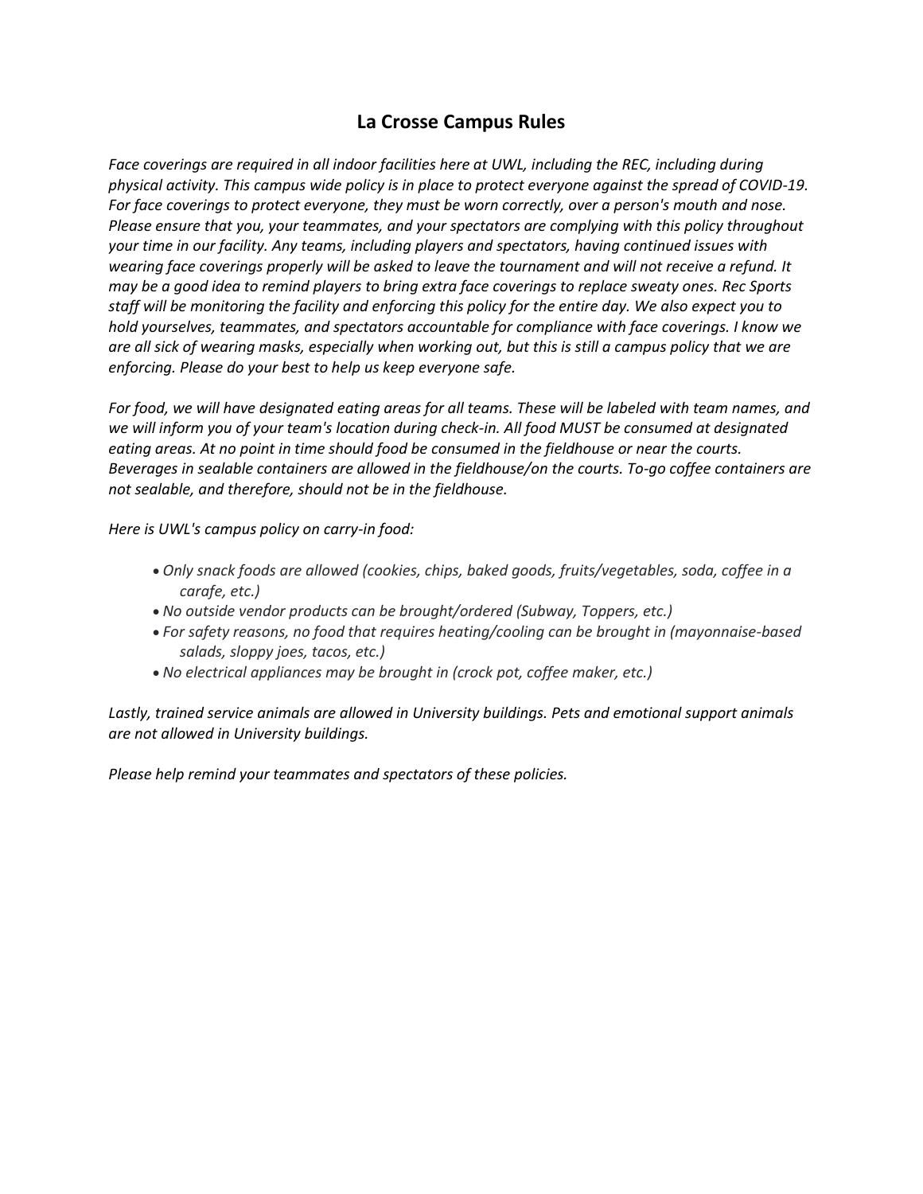## La Crosse Campus Rules

*Face coverings are required in all indoor facilities here at UWL, including the REC, including during physical activity. This campus wide policy is in place to protect everyone against the spread of COVID-19. For face coverings to protect everyone, they must be worn correctly, over a person's mouth and nose. Please ensure that you, your teammates, and your spectators are complying with this policy throughout your time in our facility. Any teams, including players and spectators, having continued issues with wearing face coverings properly will be asked to leave the tournament and will not receive a refund. It may be a good idea to remind players to bring extra face coverings to replace sweaty ones. Rec Sports staff will be monitoring the facility and enforcing this policy for the entire day. We also expect you to hold yourselves, teammates, and spectators accountable for compliance with face coverings. I know we are all sick of wearing masks, especially when working out, but this is still a campus policy that we are enforcing. Please do your best to help us keep everyone safe.*

*For food, we will have designated eating areas for all teams. These will be labeled with team names, and we will inform you of your team's location during check-in. All food MUST be consumed at designated eating areas. At no point in time should food be consumed in the fieldhouse or near the courts. Beverages in sealable containers are allowed in the fieldhouse/on the courts. To-go coffee containers are not sealable, and therefore, should not be in the fieldhouse.*

*Here is UWL's campus policy on carry-in food:*

- *Only snack foods are allowed (cookies, chips, baked goods, fruits/vegetables, soda, coffee in a carafe, etc.)*
- *No outside vendor products can be brought/ordered (Subway, Toppers, etc.)*
- *For safety reasons, no food that requires heating/cooling can be brought in (mayonnaise-based salads, sloppy joes, tacos, etc.)*
- *No electrical appliances may be brought in (crock pot, coffee maker, etc.)*

*Lastly, trained service animals are allowed in University buildings. Pets and emotional support animals are not allowed in University buildings.*

*Please help remind your teammates and spectators of these policies.*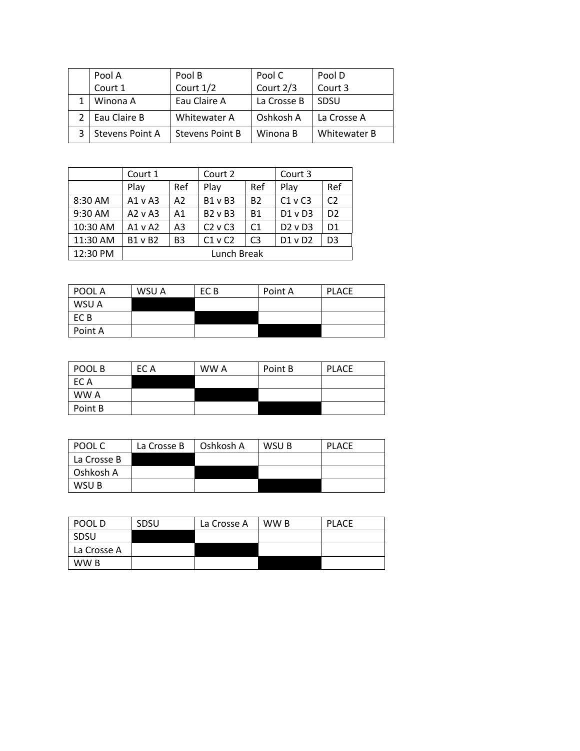| | Pool A<br>Court 1 | Pool B<br>Court 1/2 | Pool C<br>Court 2/3 | Pool D<br>Court 3 |
|---|---|---|---|---|
| 1 | Winona A | Eau Claire A | La Crosse B | SDSU |
| 2 | Eau Claire B | Whitewater A | Oshkosh A | La Crosse A |
| 3 | Stevens Point A | Stevens Point B | Winona B | Whitewater B |

| | Court 1 | | Court 2 | | Court 3 | |
|---|---|---|---|---|---|---|
| | Play | Ref | Play | Ref | Play | Ref |
| 8:30 AM | A1 v A3 | A2 | B1 v B3 | B2 | C1 v C3 | C2 |
| 9:30 AM | A2 v A3 | A1 | B2 v B3 | B1 | D1 v D3 | D2 |
| 10:30 AM | A1 v A2 | A3 | C2 v C3 | C1 | D2 v D3 | D1 |
| 11:30 AM | B1 v B2 | B3 | C1 v C2 | C3 | D1 v D2 | D3 |
| 12:30 PM | Lunch Break | | | | | |

| POOL A | WSU A | EC B | Point A | PLACE |
|---|---|---|---|---|
| WSU A | | | | |
| EC B | | | | |
| Point A | | | | |

| POOL B | EC A | WW A | Point B | PLACE |
|---|---|---|---|---|
| EC A | | | | |
| WW A | | | | |
| Point B | | | | |

| POOL C | La Crosse B | Oshkosh A | WSU B | PLACE |
|---|---|---|---|---|
| La Crosse B | | | | |
| Oshkosh A | | | | |
| WSU B | | | | |

| POOL D | SDSU | La Crosse A | WW B | PLACE |
|---|---|---|---|---|
| SDSU | | | | |
| La Crosse A | | | | |
| WW B | | | | |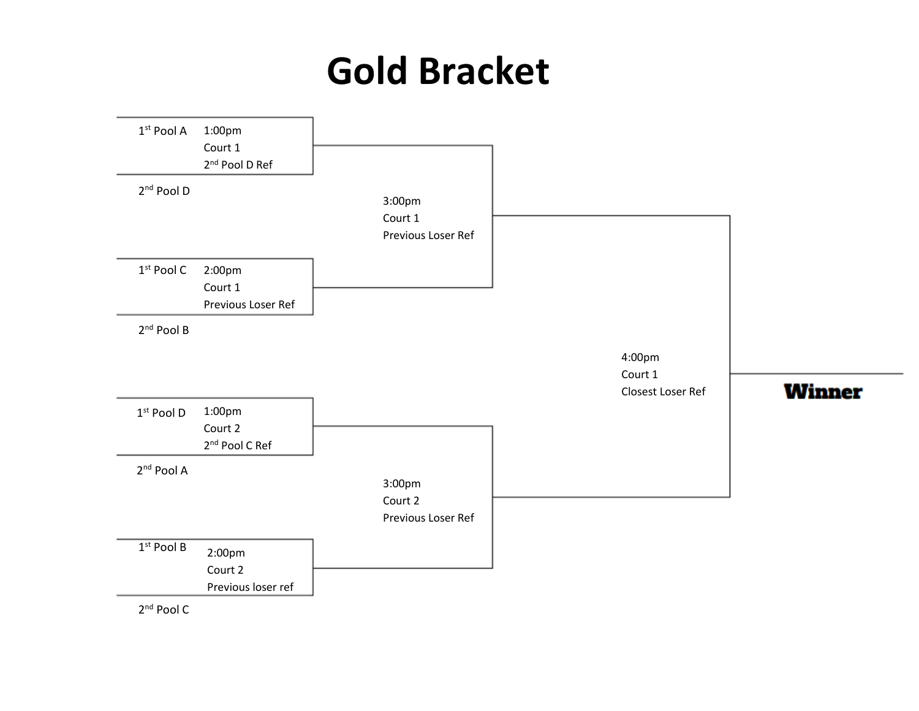# Gold Bracket

1st Pool A — 1:00pm, Court 1, 2nd Pool D Ref

2nd Pool D

3:00pm
Court 1
Previous Loser Ref

1st Pool C — 2:00pm, Court 1, Previous Loser Ref

2nd Pool B

4:00pm
Court 1
Closest Loser Ref

**Winner**

1st Pool D — 1:00pm, Court 2, 2nd Pool C Ref

2nd Pool A

3:00pm
Court 2
Previous Loser Ref

1st Pool B — 2:00pm, Court 2, Previous loser ref

2nd Pool C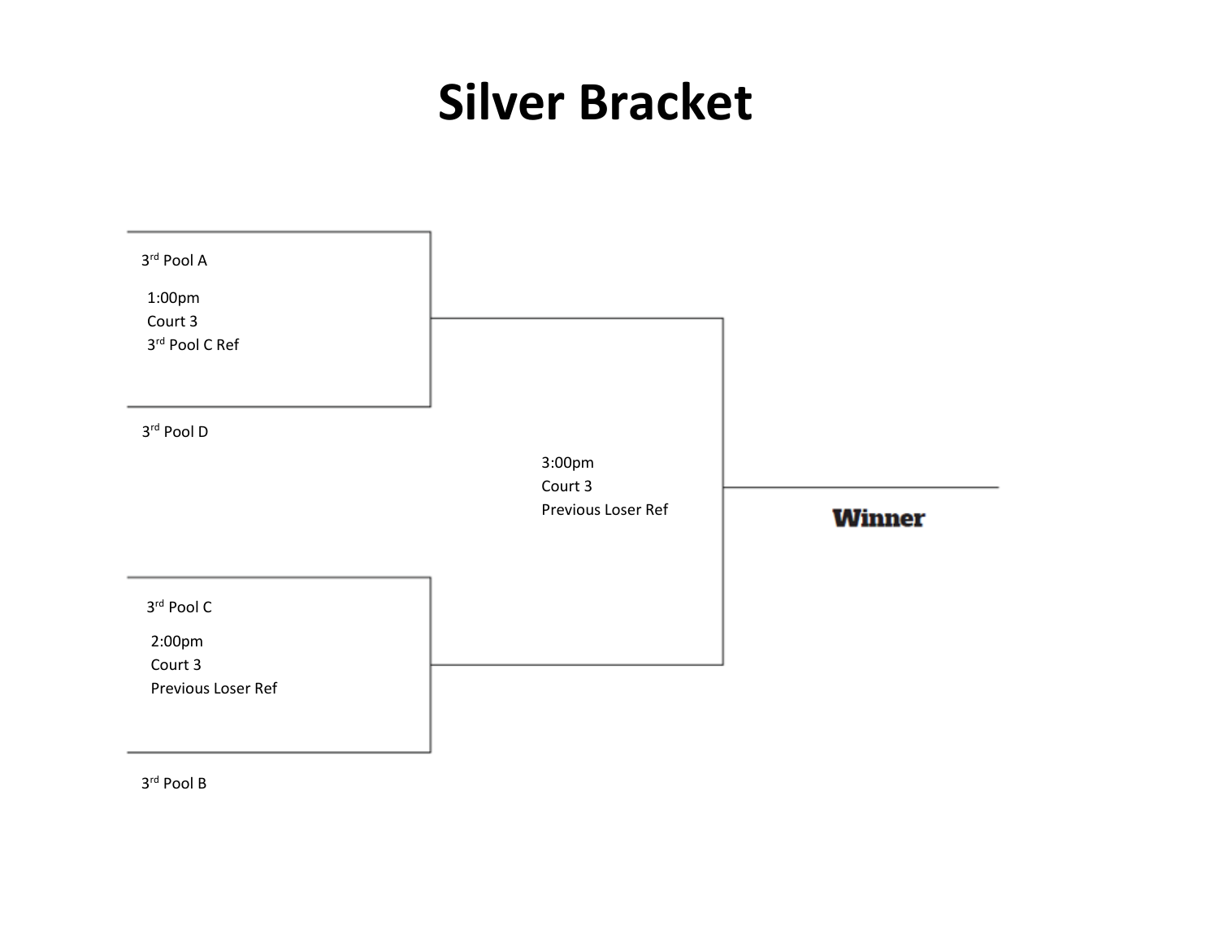# Silver Bracket

3rd Pool A

1:00pm
Court 3
3rd Pool C Ref

3rd Pool D

3:00pm
Court 3
Previous Loser Ref

**Winner**

3rd Pool C

2:00pm
Court 3
Previous Loser Ref

3rd Pool B